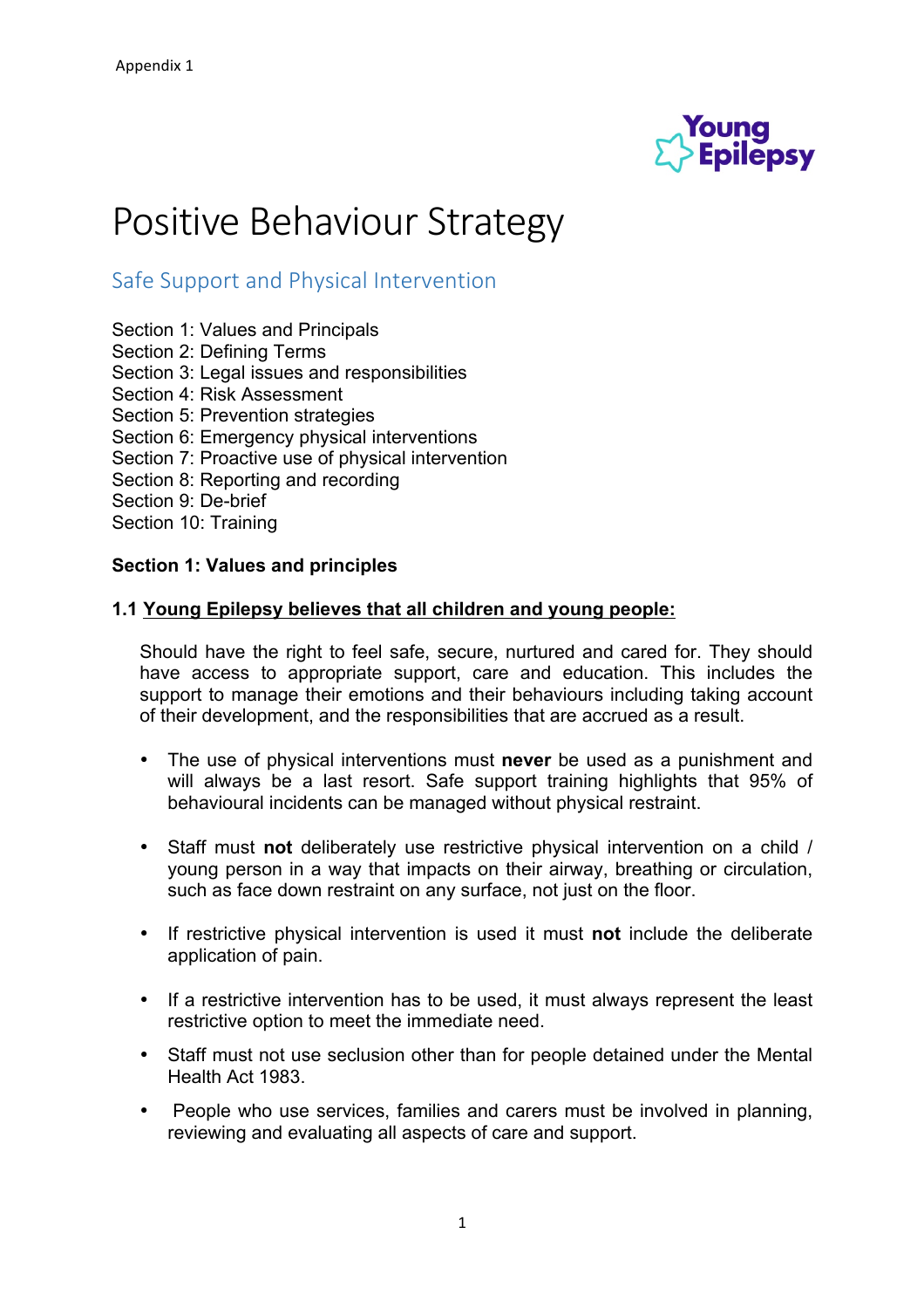Appendix 1

# Positive Behaviour Strategy

## Safe Support and Physical Intervention

Section 1: Values and Principals
Section 2: Defining Terms
Section 3: Legal issues and responsibilities
Section 4: Risk Assessment
Section 5: Prevention strategies
Section 6: Emergency physical interventions
Section 7: Proactive use of physical intervention
Section 8: Reporting and recording
Section 9: De-brief
Section 10: Training

### Section 1: Values and principles

#### 1.1 Young Epilepsy believes that all children and young people:

Should have the right to feel safe, secure, nurtured and cared for. They should have access to appropriate support, care and education. This includes the support to manage their emotions and their behaviours including taking account of their development, and the responsibilities that are accrued as a result.

- The use of physical interventions must **never** be used as a punishment and will always be a last resort. Safe support training highlights that 95% of behavioural incidents can be managed without physical restraint.
- Staff must **not** deliberately use restrictive physical intervention on a child / young person in a way that impacts on their airway, breathing or circulation, such as face down restraint on any surface, not just on the floor.
- If restrictive physical intervention is used it must **not** include the deliberate application of pain.
- If a restrictive intervention has to be used, it must always represent the least restrictive option to meet the immediate need.
- Staff must not use seclusion other than for people detained under the Mental Health Act 1983.
- People who use services, families and carers must be involved in planning, reviewing and evaluating all aspects of care and support.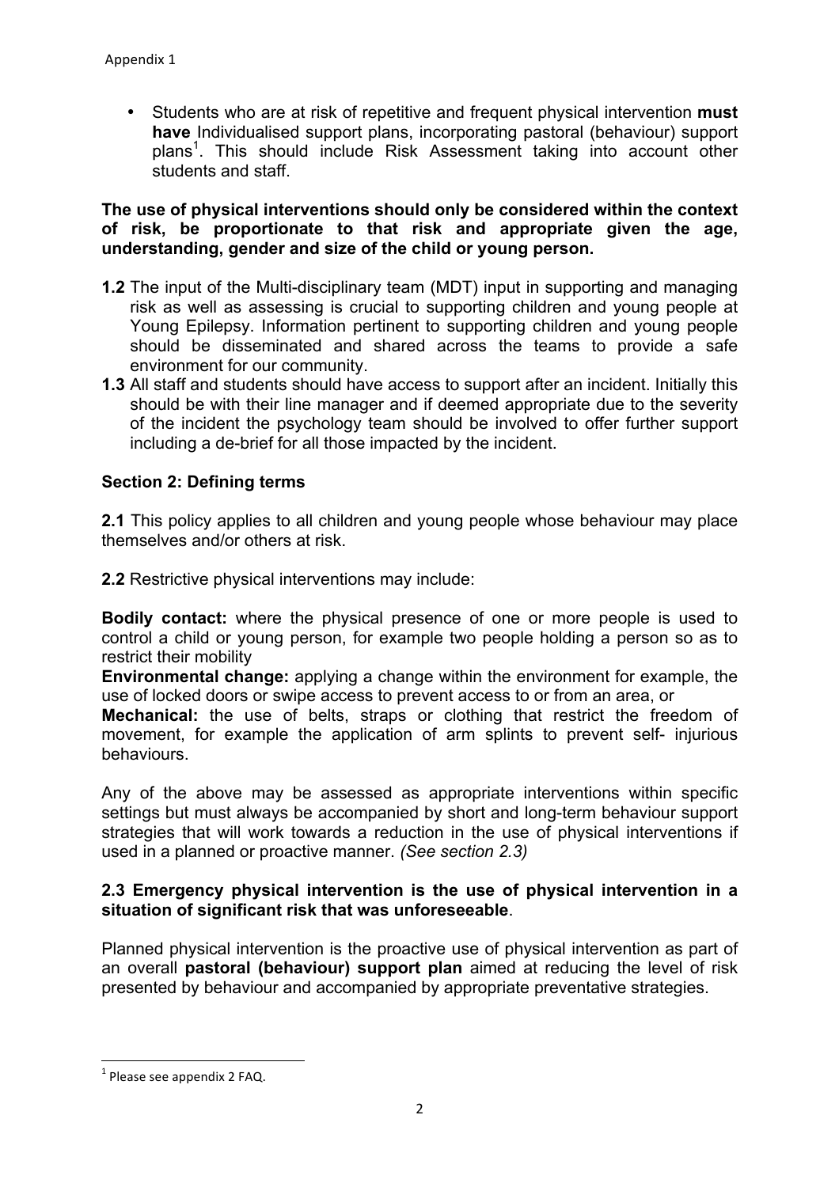- Students who are at risk of repetitive and frequent physical intervention **must have** Individualised support plans, incorporating pastoral (behaviour) support plans[1]. This should include Risk Assessment taking into account other students and staff.

**The use of physical interventions should only be considered within the context of risk, be proportionate to that risk and appropriate given the age, understanding, gender and size of the child or young person.**

**1.2** The input of the Multi-disciplinary team (MDT) input in supporting and managing risk as well as assessing is crucial to supporting children and young people at Young Epilepsy. Information pertinent to supporting children and young people should be disseminated and shared across the teams to provide a safe environment for our community.

**1.3** All staff and students should have access to support after an incident. Initially this should be with their line manager and if deemed appropriate due to the severity of the incident the psychology team should be involved to offer further support including a de-brief for all those impacted by the incident.

## Section 2: Defining terms

**2.1** This policy applies to all children and young people whose behaviour may place themselves and/or others at risk.

**2.2** Restrictive physical interventions may include:

**Bodily contact:** where the physical presence of one or more people is used to control a child or young person, for example two people holding a person so as to restrict their mobility
**Environmental change:** applying a change within the environment for example, the use of locked doors or swipe access to prevent access to or from an area, or
**Mechanical:** the use of belts, straps or clothing that restrict the freedom of movement, for example the application of arm splints to prevent self- injurious behaviours.

Any of the above may be assessed as appropriate interventions within specific settings but must always be accompanied by short and long-term behaviour support strategies that will work towards a reduction in the use of physical interventions if used in a planned or proactive manner. *(See section 2.3)*

**2.3 Emergency physical intervention is the use of physical intervention in a situation of significant risk that was unforeseeable**.

Planned physical intervention is the proactive use of physical intervention as part of an overall **pastoral (behaviour) support plan** aimed at reducing the level of risk presented by behaviour and accompanied by appropriate preventative strategies.

[1] Please see appendix 2 FAQ.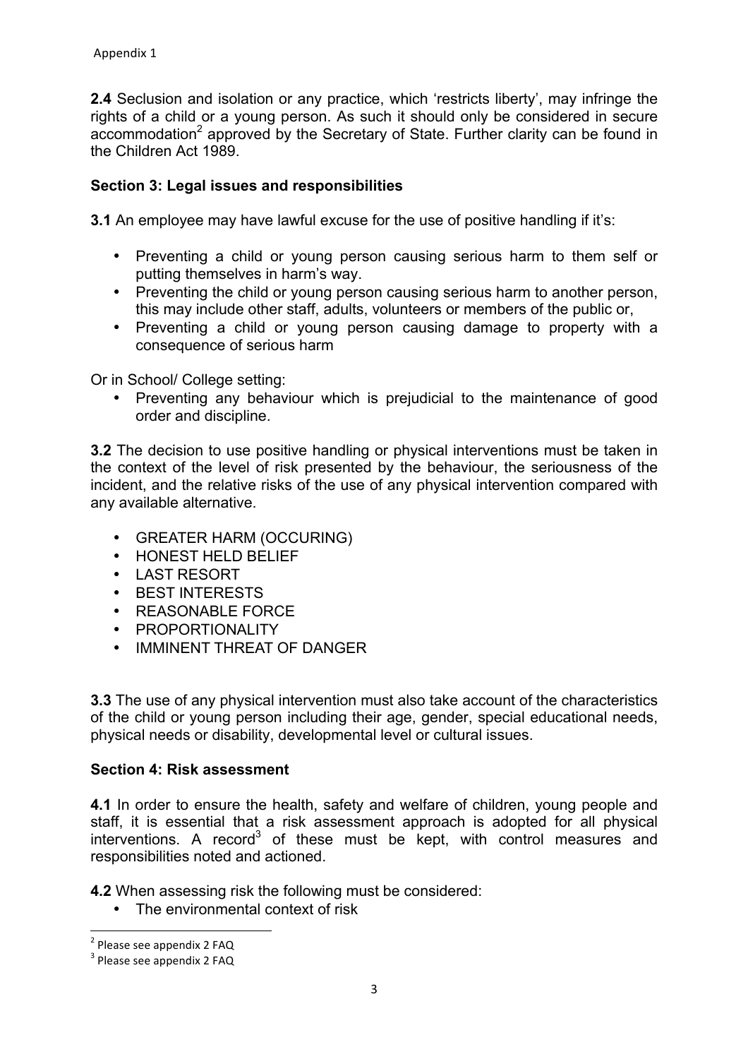**2.4** Seclusion and isolation or any practice, which 'restricts liberty', may infringe the rights of a child or a young person. As such it should only be considered in secure accommodation[2] approved by the Secretary of State. Further clarity can be found in the Children Act 1989.

## Section 3: Legal issues and responsibilities

**3.1** An employee may have lawful excuse for the use of positive handling if it's:

- Preventing a child or young person causing serious harm to them self or putting themselves in harm's way.
- Preventing the child or young person causing serious harm to another person, this may include other staff, adults, volunteers or members of the public or,
- Preventing a child or young person causing damage to property with a consequence of serious harm

Or in School/ College setting:

- Preventing any behaviour which is prejudicial to the maintenance of good order and discipline.

**3.2** The decision to use positive handling or physical interventions must be taken in the context of the level of risk presented by the behaviour, the seriousness of the incident, and the relative risks of the use of any physical intervention compared with any available alternative.

- GREATER HARM (OCCURING)
- HONEST HELD BELIEF
- LAST RESORT
- BEST INTERESTS
- REASONABLE FORCE
- PROPORTIONALITY
- IMMINENT THREAT OF DANGER

**3.3** The use of any physical intervention must also take account of the characteristics of the child or young person including their age, gender, special educational needs, physical needs or disability, developmental level or cultural issues.

## Section 4: Risk assessment

**4.1** In order to ensure the health, safety and welfare of children, young people and staff, it is essential that a risk assessment approach is adopted for all physical interventions. A record[3] of these must be kept, with control measures and responsibilities noted and actioned.

**4.2** When assessing risk the following must be considered:

- The environmental context of risk

---

[2] Please see appendix 2 FAQ

[3] Please see appendix 2 FAQ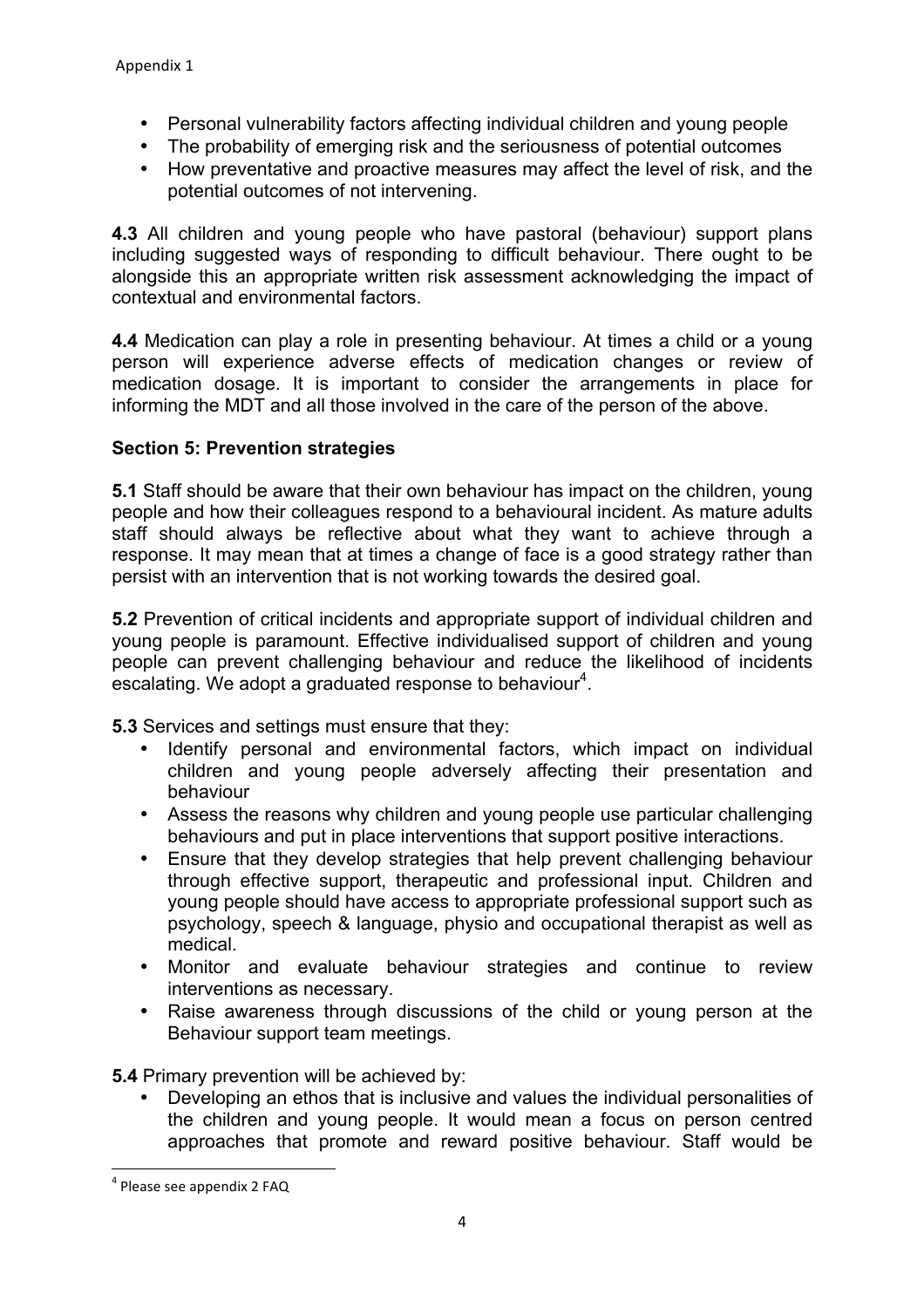- Personal vulnerability factors affecting individual children and young people
- The probability of emerging risk and the seriousness of potential outcomes
- How preventative and proactive measures may affect the level of risk, and the potential outcomes of not intervening.

**4.3** All children and young people who have pastoral (behaviour) support plans including suggested ways of responding to difficult behaviour. There ought to be alongside this an appropriate written risk assessment acknowledging the impact of contextual and environmental factors.

**4.4** Medication can play a role in presenting behaviour. At times a child or a young person will experience adverse effects of medication changes or review of medication dosage. It is important to consider the arrangements in place for informing the MDT and all those involved in the care of the person of the above.

## Section 5: Prevention strategies

**5.1** Staff should be aware that their own behaviour has impact on the children, young people and how their colleagues respond to a behavioural incident. As mature adults staff should always be reflective about what they want to achieve through a response. It may mean that at times a change of face is a good strategy rather than persist with an intervention that is not working towards the desired goal.

**5.2** Prevention of critical incidents and appropriate support of individual children and young people is paramount. Effective individualised support of children and young people can prevent challenging behaviour and reduce the likelihood of incidents escalating. We adopt a graduated response to behaviour[4].

**5.3** Services and settings must ensure that they:

- Identify personal and environmental factors, which impact on individual children and young people adversely affecting their presentation and behaviour
- Assess the reasons why children and young people use particular challenging behaviours and put in place interventions that support positive interactions.
- Ensure that they develop strategies that help prevent challenging behaviour through effective support, therapeutic and professional input. Children and young people should have access to appropriate professional support such as psychology, speech & language, physio and occupational therapist as well as medical.
- Monitor and evaluate behaviour strategies and continue to review interventions as necessary.
- Raise awareness through discussions of the child or young person at the Behaviour support team meetings.

**5.4** Primary prevention will be achieved by:

- Developing an ethos that is inclusive and values the individual personalities of the children and young people. It would mean a focus on person centred approaches that promote and reward positive behaviour. Staff would be

---

[4] Please see appendix 2 FAQ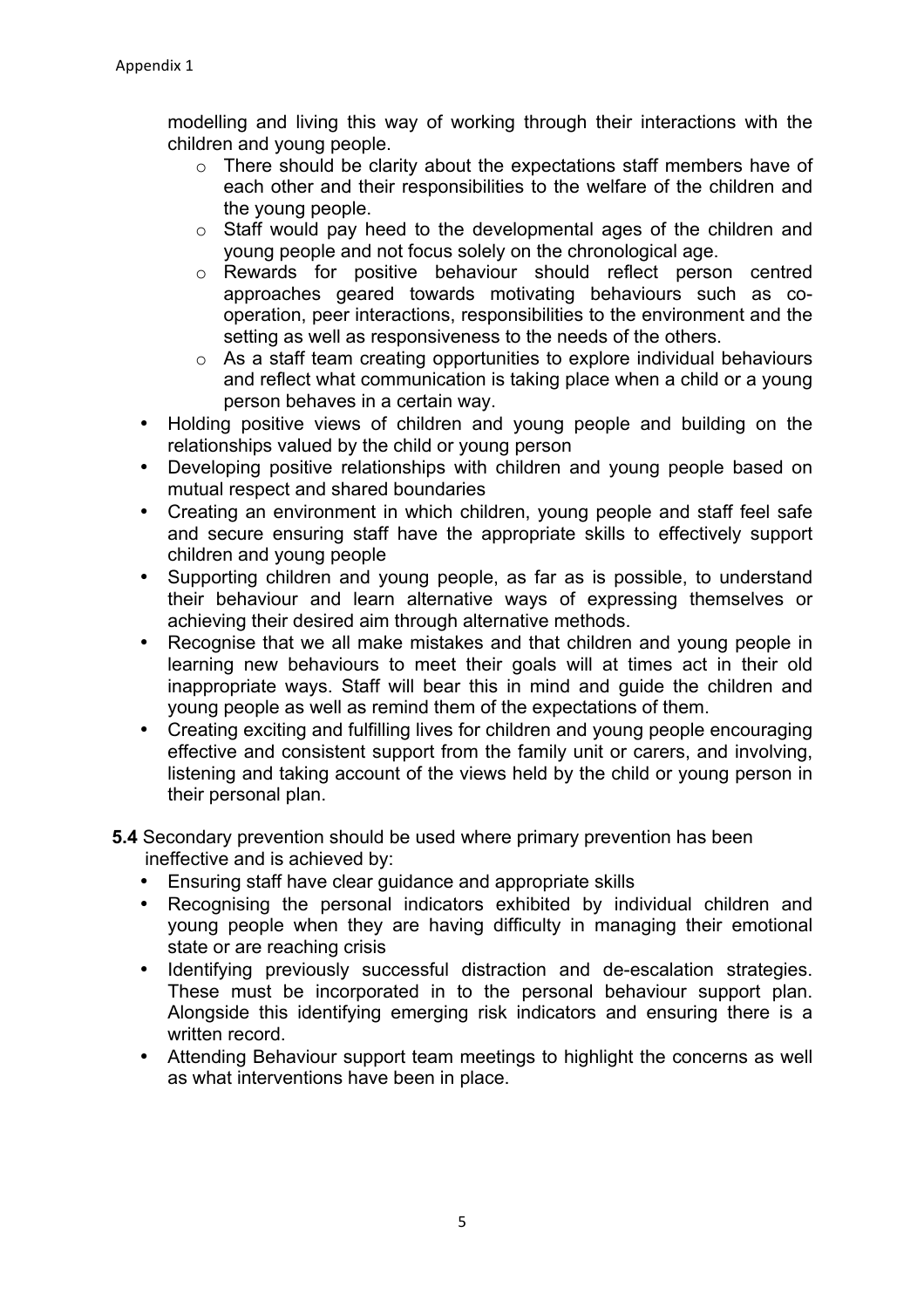modelling and living this way of working through their interactions with the children and young people.

  - There should be clarity about the expectations staff members have of each other and their responsibilities to the welfare of the children and the young people.
  - Staff would pay heed to the developmental ages of the children and young people and not focus solely on the chronological age.
  - Rewards for positive behaviour should reflect person centred approaches geared towards motivating behaviours such as co-operation, peer interactions, responsibilities to the environment and the setting as well as responsiveness to the needs of the others.
  - As a staff team creating opportunities to explore individual behaviours and reflect what communication is taking place when a child or a young person behaves in a certain way.
- Holding positive views of children and young people and building on the relationships valued by the child or young person
- Developing positive relationships with children and young people based on mutual respect and shared boundaries
- Creating an environment in which children, young people and staff feel safe and secure ensuring staff have the appropriate skills to effectively support children and young people
- Supporting children and young people, as far as is possible, to understand their behaviour and learn alternative ways of expressing themselves or achieving their desired aim through alternative methods.
- Recognise that we all make mistakes and that children and young people in learning new behaviours to meet their goals will at times act in their old inappropriate ways. Staff will bear this in mind and guide the children and young people as well as remind them of the expectations of them.
- Creating exciting and fulfilling lives for children and young people encouraging effective and consistent support from the family unit or carers, and involving, listening and taking account of the views held by the child or young person in their personal plan.

**5.4** Secondary prevention should be used where primary prevention has been ineffective and is achieved by:

- Ensuring staff have clear guidance and appropriate skills
- Recognising the personal indicators exhibited by individual children and young people when they are having difficulty in managing their emotional state or are reaching crisis
- Identifying previously successful distraction and de-escalation strategies. These must be incorporated in to the personal behaviour support plan. Alongside this identifying emerging risk indicators and ensuring there is a written record.
- Attending Behaviour support team meetings to highlight the concerns as well as what interventions have been in place.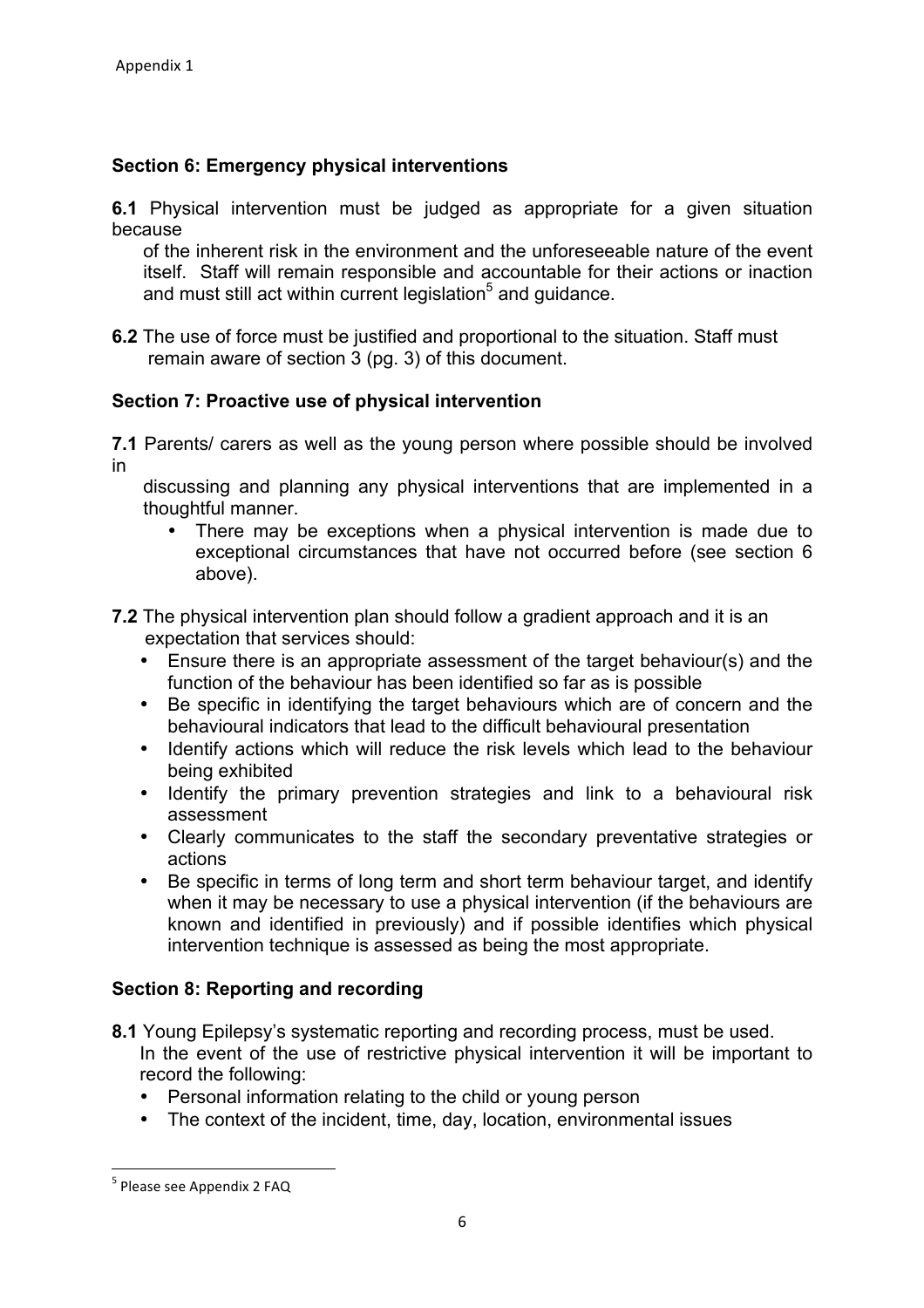Appendix 1

## Section 6: Emergency physical interventions

**6.1** Physical intervention must be judged as appropriate for a given situation because of the inherent risk in the environment and the unforeseeable nature of the event itself. Staff will remain responsible and accountable for their actions or inaction and must still act within current legislation[5] and guidance.

**6.2** The use of force must be justified and proportional to the situation. Staff must remain aware of section 3 (pg. 3) of this document.

## Section 7: Proactive use of physical intervention

**7.1** Parents/ carers as well as the young person where possible should be involved in discussing and planning any physical interventions that are implemented in a thoughtful manner.

- There may be exceptions when a physical intervention is made due to exceptional circumstances that have not occurred before (see section 6 above).

**7.2** The physical intervention plan should follow a gradient approach and it is an expectation that services should:

- Ensure there is an appropriate assessment of the target behaviour(s) and the function of the behaviour has been identified so far as is possible
- Be specific in identifying the target behaviours which are of concern and the behavioural indicators that lead to the difficult behavioural presentation
- Identify actions which will reduce the risk levels which lead to the behaviour being exhibited
- Identify the primary prevention strategies and link to a behavioural risk assessment
- Clearly communicates to the staff the secondary preventative strategies or actions
- Be specific in terms of long term and short term behaviour target, and identify when it may be necessary to use a physical intervention (if the behaviours are known and identified in previously) and if possible identifies which physical intervention technique is assessed as being the most appropriate.

## Section 8: Reporting and recording

**8.1** Young Epilepsy's systematic reporting and recording process, must be used. In the event of the use of restrictive physical intervention it will be important to record the following:

- Personal information relating to the child or young person
- The context of the incident, time, day, location, environmental issues

[5] Please see Appendix 2 FAQ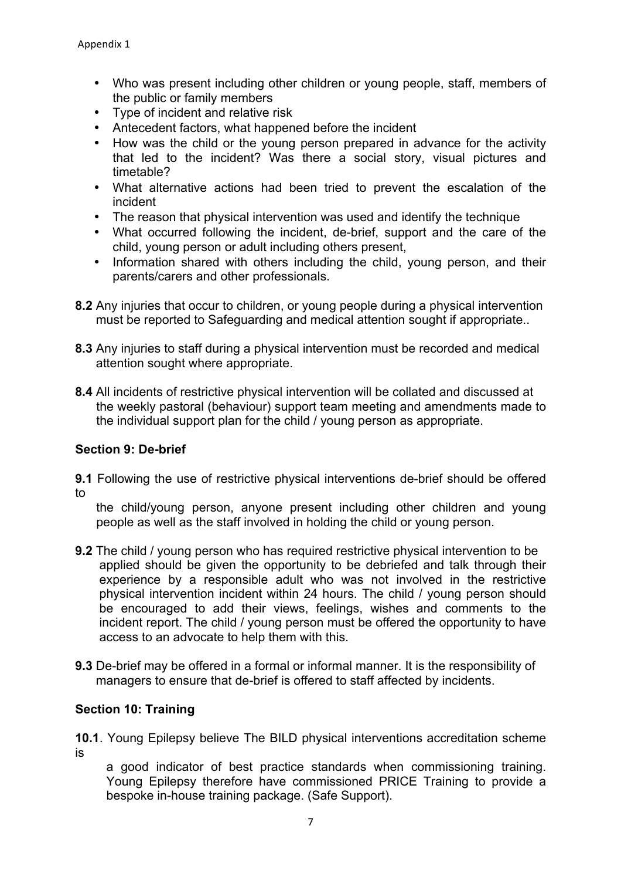Appendix 1

- Who was present including other children or young people, staff, members of the public or family members
- Type of incident and relative risk
- Antecedent factors, what happened before the incident
- How was the child or the young person prepared in advance for the activity that led to the incident? Was there a social story, visual pictures and timetable?
- What alternative actions had been tried to prevent the escalation of the incident
- The reason that physical intervention was used and identify the technique
- What occurred following the incident, de-brief, support and the care of the child, young person or adult including others present,
- Information shared with others including the child, young person, and their parents/carers and other professionals.

**8.2** Any injuries that occur to children, or young people during a physical intervention must be reported to Safeguarding and medical attention sought if appropriate..

**8.3** Any injuries to staff during a physical intervention must be recorded and medical attention sought where appropriate.

**8.4** All incidents of restrictive physical intervention will be collated and discussed at the weekly pastoral (behaviour) support team meeting and amendments made to the individual support plan for the child / young person as appropriate.

## Section 9: De-brief

**9.1** Following the use of restrictive physical interventions de-brief should be offered to the child/young person, anyone present including other children and young people as well as the staff involved in holding the child or young person.

**9.2** The child / young person who has required restrictive physical intervention to be applied should be given the opportunity to be debriefed and talk through their experience by a responsible adult who was not involved in the restrictive physical intervention incident within 24 hours. The child / young person should be encouraged to add their views, feelings, wishes and comments to the incident report. The child / young person must be offered the opportunity to have access to an advocate to help them with this.

**9.3** De-brief may be offered in a formal or informal manner. It is the responsibility of managers to ensure that de-brief is offered to staff affected by incidents.

## Section 10: Training

**10.1**. Young Epilepsy believe The BILD physical interventions accreditation scheme is a good indicator of best practice standards when commissioning training. Young Epilepsy therefore have commissioned PRICE Training to provide a bespoke in-house training package. (Safe Support).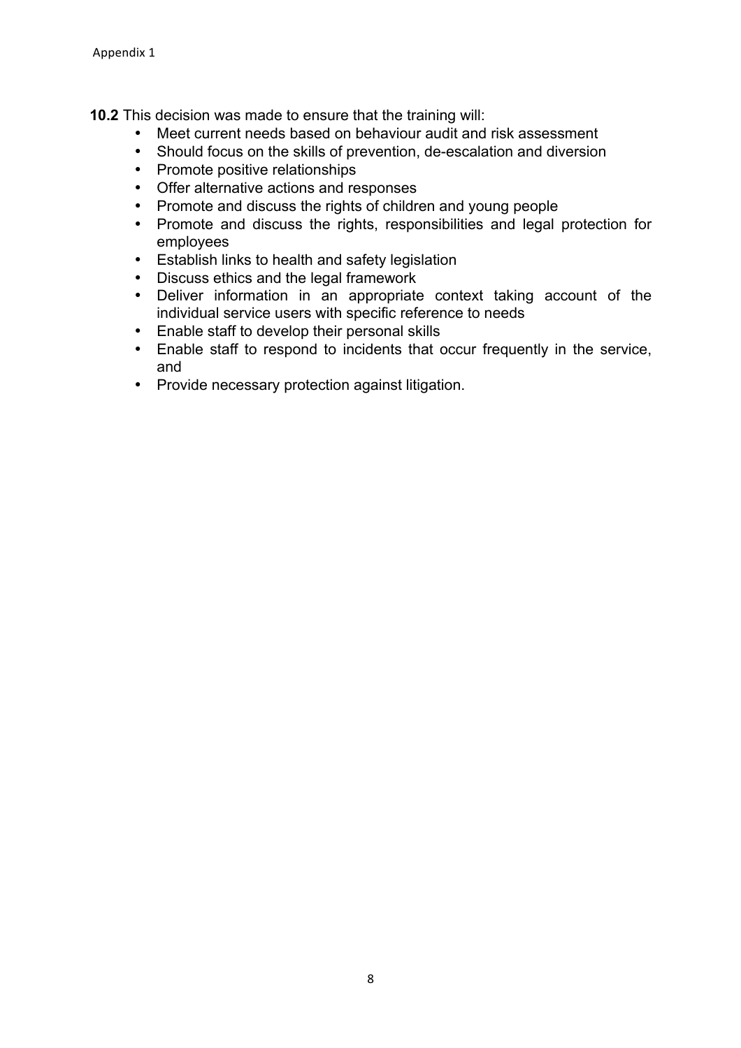**10.2** This decision was made to ensure that the training will:

- Meet current needs based on behaviour audit and risk assessment
- Should focus on the skills of prevention, de-escalation and diversion
- Promote positive relationships
- Offer alternative actions and responses
- Promote and discuss the rights of children and young people
- Promote and discuss the rights, responsibilities and legal protection for employees
- Establish links to health and safety legislation
- Discuss ethics and the legal framework
- Deliver information in an appropriate context taking account of the individual service users with specific reference to needs
- Enable staff to develop their personal skills
- Enable staff to respond to incidents that occur frequently in the service, and
- Provide necessary protection against litigation.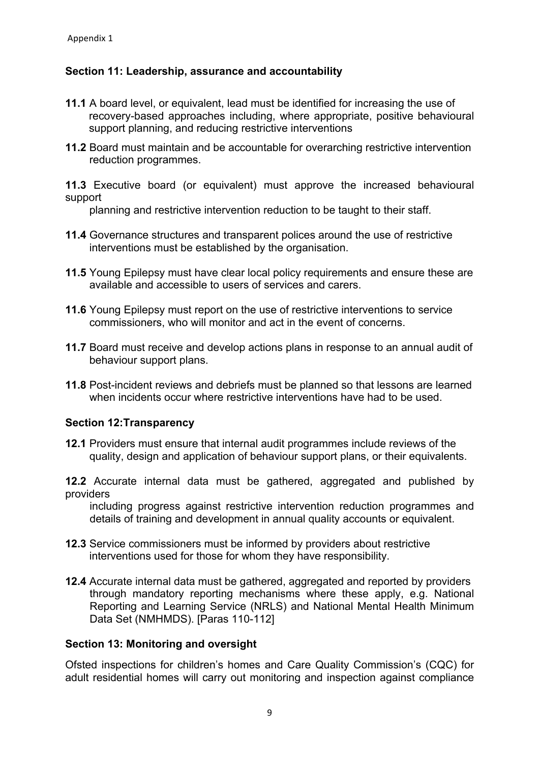Appendix 1

**Section 11: Leadership, assurance and accountability**

**11.1** A board level, or equivalent, lead must be identified for increasing the use of recovery-based approaches including, where appropriate, positive behavioural support planning, and reducing restrictive interventions

**11.2** Board must maintain and be accountable for overarching restrictive intervention reduction programmes.

**11.3** Executive board (or equivalent) must approve the increased behavioural support planning and restrictive intervention reduction to be taught to their staff.

**11.4** Governance structures and transparent polices around the use of restrictive interventions must be established by the organisation.

**11.5** Young Epilepsy must have clear local policy requirements and ensure these are available and accessible to users of services and carers.

**11.6** Young Epilepsy must report on the use of restrictive interventions to service commissioners, who will monitor and act in the event of concerns.

**11.7** Board must receive and develop actions plans in response to an annual audit of behaviour support plans.

**11.8** Post-incident reviews and debriefs must be planned so that lessons are learned when incidents occur where restrictive interventions have had to be used.

**Section 12:Transparency**

**12.1** Providers must ensure that internal audit programmes include reviews of the quality, design and application of behaviour support plans, or their equivalents.

**12.2** Accurate internal data must be gathered, aggregated and published by providers including progress against restrictive intervention reduction programmes and details of training and development in annual quality accounts or equivalent.

**12.3** Service commissioners must be informed by providers about restrictive interventions used for those for whom they have responsibility.

**12.4** Accurate internal data must be gathered, aggregated and reported by providers through mandatory reporting mechanisms where these apply, e.g. National Reporting and Learning Service (NRLS) and National Mental Health Minimum Data Set (NMHMDS). [Paras 110-112]

**Section 13: Monitoring and oversight**

Ofsted inspections for children's homes and Care Quality Commission's (CQC) for adult residential homes will carry out monitoring and inspection against compliance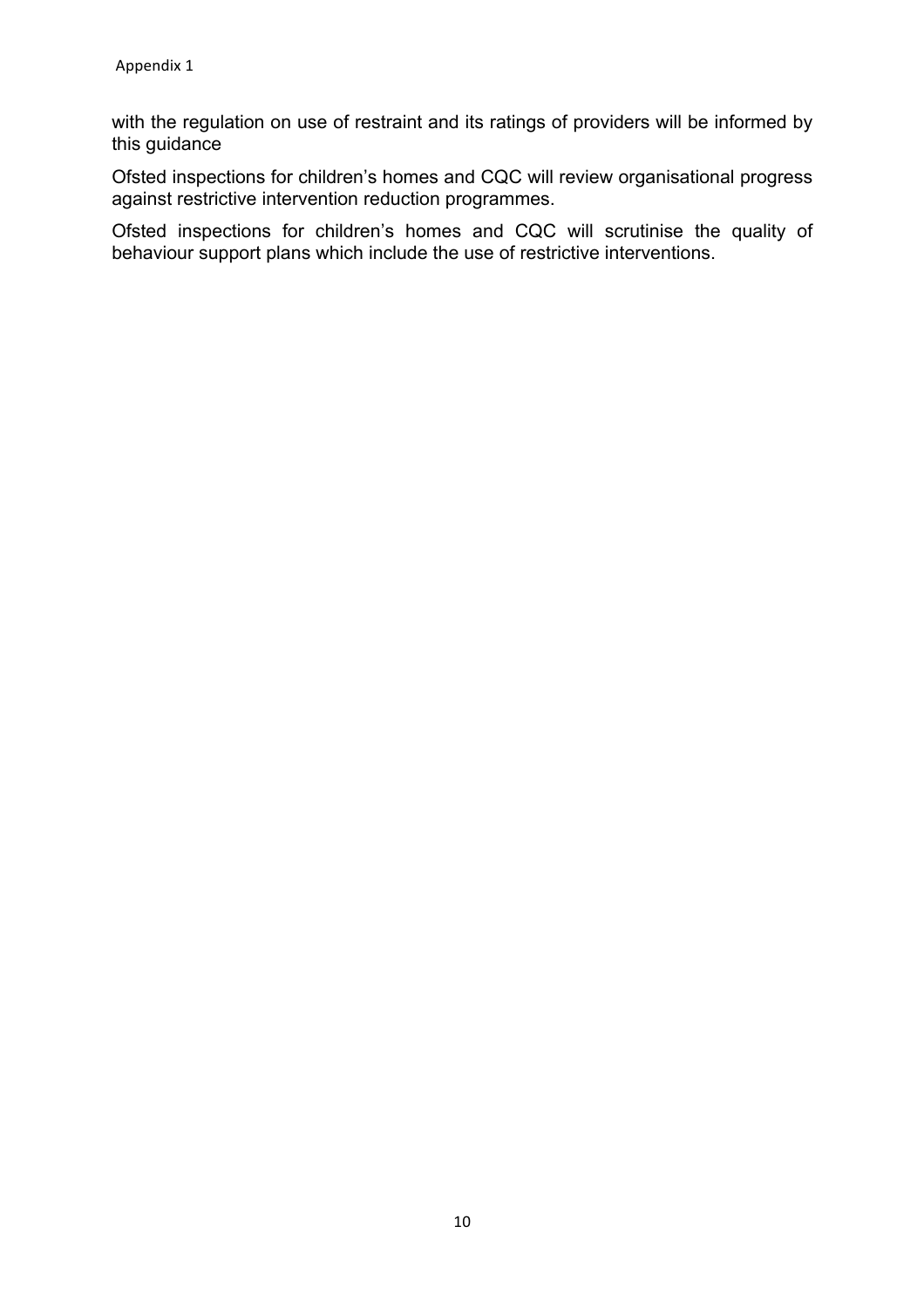with the regulation on use of restraint and its ratings of providers will be informed by this guidance

Ofsted inspections for children's homes and CQC will review organisational progress against restrictive intervention reduction programmes.

Ofsted inspections for children's homes and CQC will scrutinise the quality of behaviour support plans which include the use of restrictive interventions.